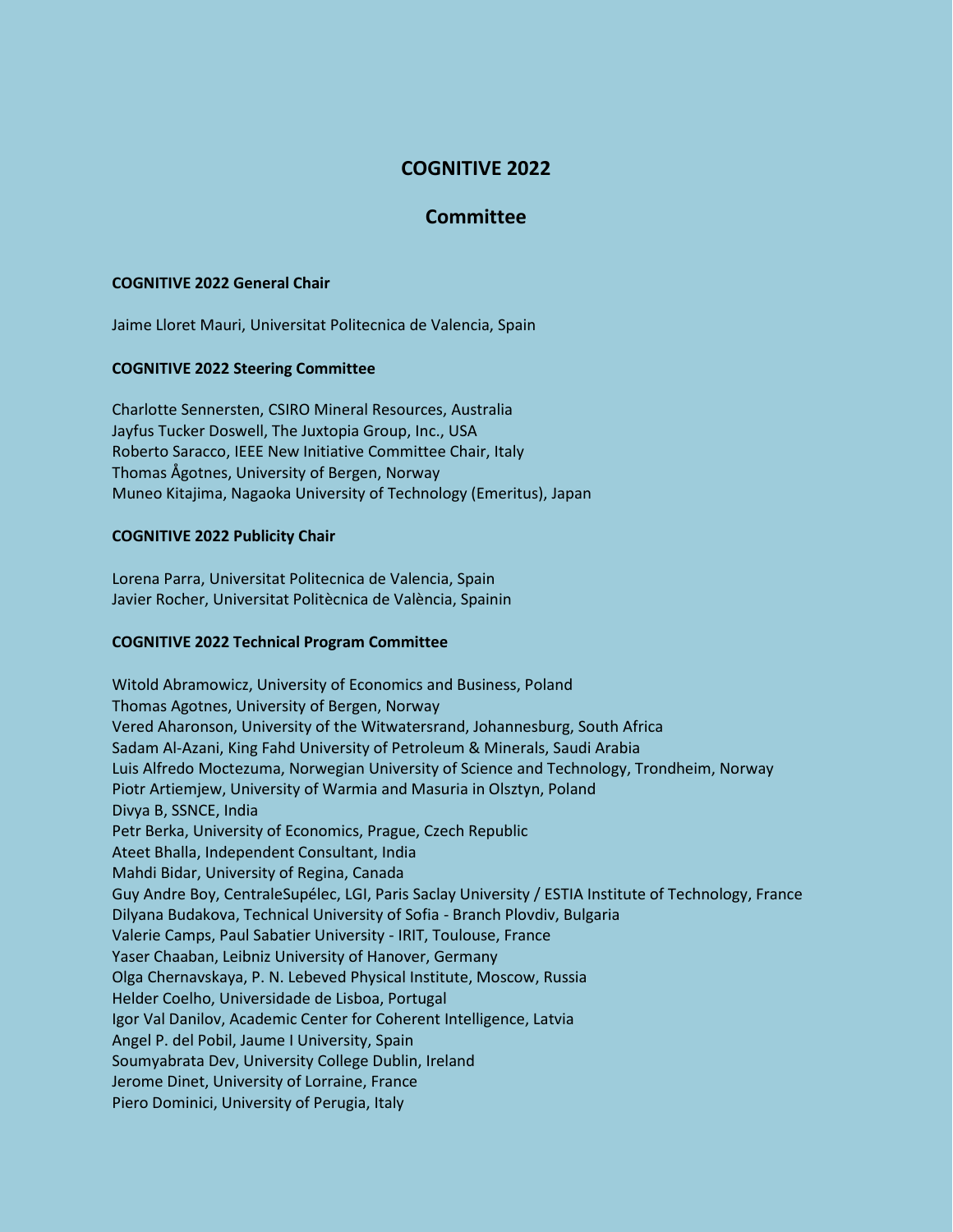# COGNITIVE 2022

## Committee

**COGNITIVE 2022 General Chair**

Jaime Lloret Mauri, Universitat Politecnica de Valencia, Spain

**COGNITIVE 2022 Steering Committee**

Charlotte Sennersten, CSIRO Mineral Resources, Australia
Jayfus Tucker Doswell, The Juxtopia Group, Inc., USA
Roberto Saracco, IEEE New Initiative Committee Chair, Italy
Thomas Ågotnes, University of Bergen, Norway
Muneo Kitajima, Nagaoka University of Technology (Emeritus), Japan

**COGNITIVE 2022 Publicity Chair**

Lorena Parra, Universitat Politecnica de Valencia, Spain
Javier Rocher, Universitat Politècnica de València, Spainin

**COGNITIVE 2022 Technical Program Committee**

Witold Abramowicz, University of Economics and Business, Poland
Thomas Agotnes, University of Bergen, Norway
Vered Aharonson, University of the Witwatersrand, Johannesburg, South Africa
Sadam Al-Azani, King Fahd University of Petroleum & Minerals, Saudi Arabia
Luis Alfredo Moctezuma, Norwegian University of Science and Technology, Trondheim, Norway
Piotr Artiemjew, University of Warmia and Masuria in Olsztyn, Poland
Divya B, SSNCE, India
Petr Berka, University of Economics, Prague, Czech Republic
Ateet Bhalla, Independent Consultant, India
Mahdi Bidar, University of Regina, Canada
Guy Andre Boy, CentraleSupélec, LGI, Paris Saclay University / ESTIA Institute of Technology, France
Dilyana Budakova, Technical University of Sofia - Branch Plovdiv, Bulgaria
Valerie Camps, Paul Sabatier University - IRIT, Toulouse, France
Yaser Chaaban, Leibniz University of Hanover, Germany
Olga Chernavskaya, P. N. Lebeved Physical Institute, Moscow, Russia
Helder Coelho, Universidade de Lisboa, Portugal
Igor Val Danilov, Academic Center for Coherent Intelligence, Latvia
Angel P. del Pobil, Jaume I University, Spain
Soumyabrata Dev, University College Dublin, Ireland
Jerome Dinet, University of Lorraine, France
Piero Dominici, University of Perugia, Italy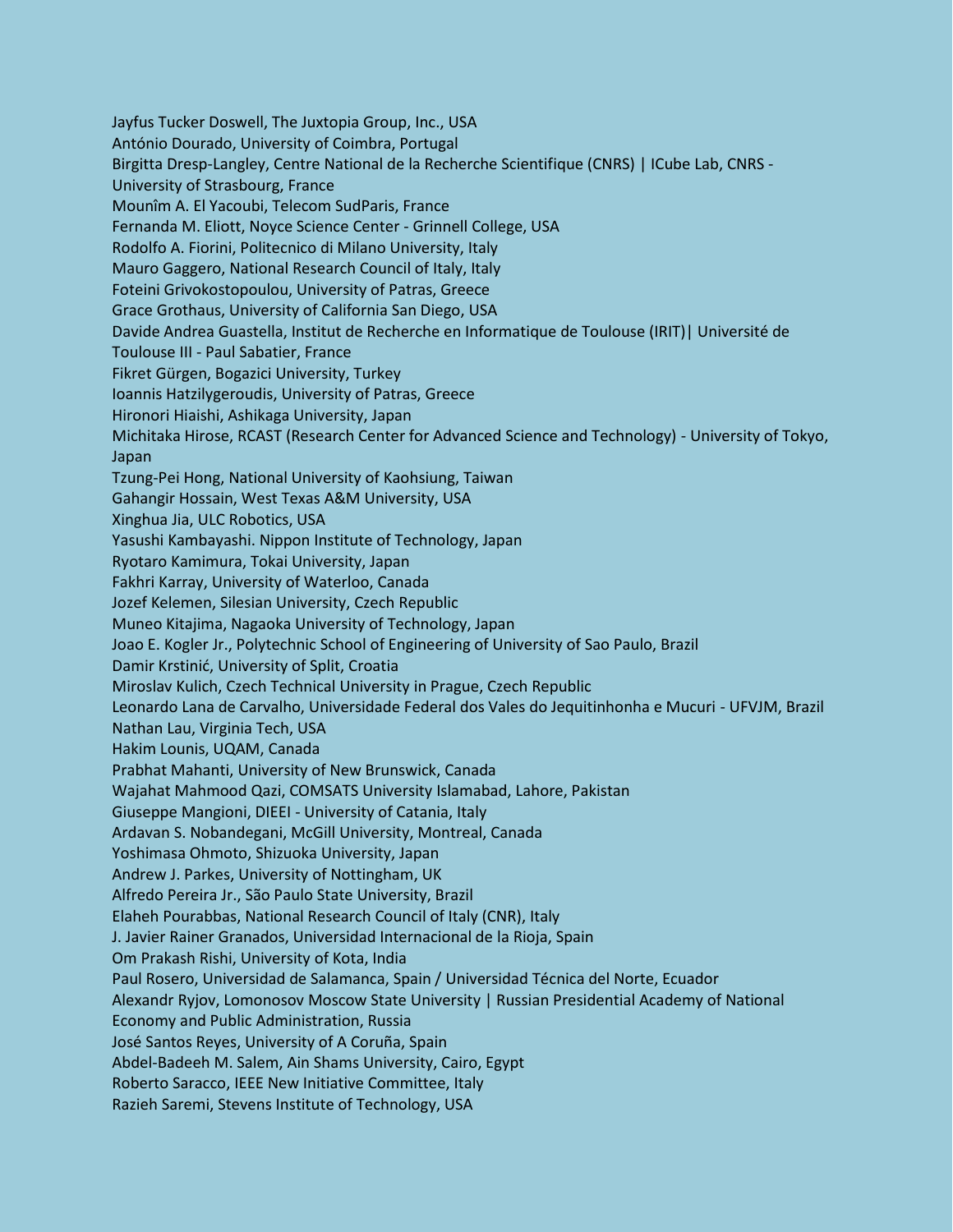Jayfus Tucker Doswell, The Juxtopia Group, Inc., USA
António Dourado, University of Coimbra, Portugal
Birgitta Dresp-Langley, Centre National de la Recherche Scientifique (CNRS) | ICube Lab, CNRS - University of Strasbourg, France
Mounîm A. El Yacoubi, Telecom SudParis, France
Fernanda M. Eliott, Noyce Science Center - Grinnell College, USA
Rodolfo A. Fiorini, Politecnico di Milano University, Italy
Mauro Gaggero, National Research Council of Italy, Italy
Foteini Grivokostopoulou, University of Patras, Greece
Grace Grothaus, University of California San Diego, USA
Davide Andrea Guastella, Institut de Recherche en Informatique de Toulouse (IRIT)| Université de Toulouse III - Paul Sabatier, France
Fikret Gürgen, Bogazici University, Turkey
Ioannis Hatzilygeroudis, University of Patras, Greece
Hironori Hiaishi, Ashikaga University, Japan
Michitaka Hirose, RCAST (Research Center for Advanced Science and Technology) - University of Tokyo, Japan
Tzung-Pei Hong, National University of Kaohsiung, Taiwan
Gahangir Hossain, West Texas A&M University, USA
Xinghua Jia, ULC Robotics, USA
Yasushi Kambayashi. Nippon Institute of Technology, Japan
Ryotaro Kamimura, Tokai University, Japan
Fakhri Karray, University of Waterloo, Canada
Jozef Kelemen, Silesian University, Czech Republic
Muneo Kitajima, Nagaoka University of Technology, Japan
Joao E. Kogler Jr., Polytechnic School of Engineering of University of Sao Paulo, Brazil
Damir Krstinić, University of Split, Croatia
Miroslav Kulich, Czech Technical University in Prague, Czech Republic
Leonardo Lana de Carvalho, Universidade Federal dos Vales do Jequitinhonha e Mucuri - UFVJM, Brazil
Nathan Lau, Virginia Tech, USA
Hakim Lounis, UQAM, Canada
Prabhat Mahanti, University of New Brunswick, Canada
Wajahat Mahmood Qazi, COMSATS University Islamabad, Lahore, Pakistan
Giuseppe Mangioni, DIEEI - University of Catania, Italy
Ardavan S. Nobandegani, McGill University, Montreal, Canada
Yoshimasa Ohmoto, Shizuoka University, Japan
Andrew J. Parkes, University of Nottingham, UK
Alfredo Pereira Jr., São Paulo State University, Brazil
Elaheh Pourabbas, National Research Council of Italy (CNR), Italy
J. Javier Rainer Granados, Universidad Internacional de la Rioja, Spain
Om Prakash Rishi, University of Kota, India
Paul Rosero, Universidad de Salamanca, Spain / Universidad Técnica del Norte, Ecuador
Alexandr Ryjov, Lomonosov Moscow State University | Russian Presidential Academy of National Economy and Public Administration, Russia
José Santos Reyes, University of A Coruña, Spain
Abdel-Badeeh M. Salem, Ain Shams University, Cairo, Egypt
Roberto Saracco, IEEE New Initiative Committee, Italy
Razieh Saremi, Stevens Institute of Technology, USA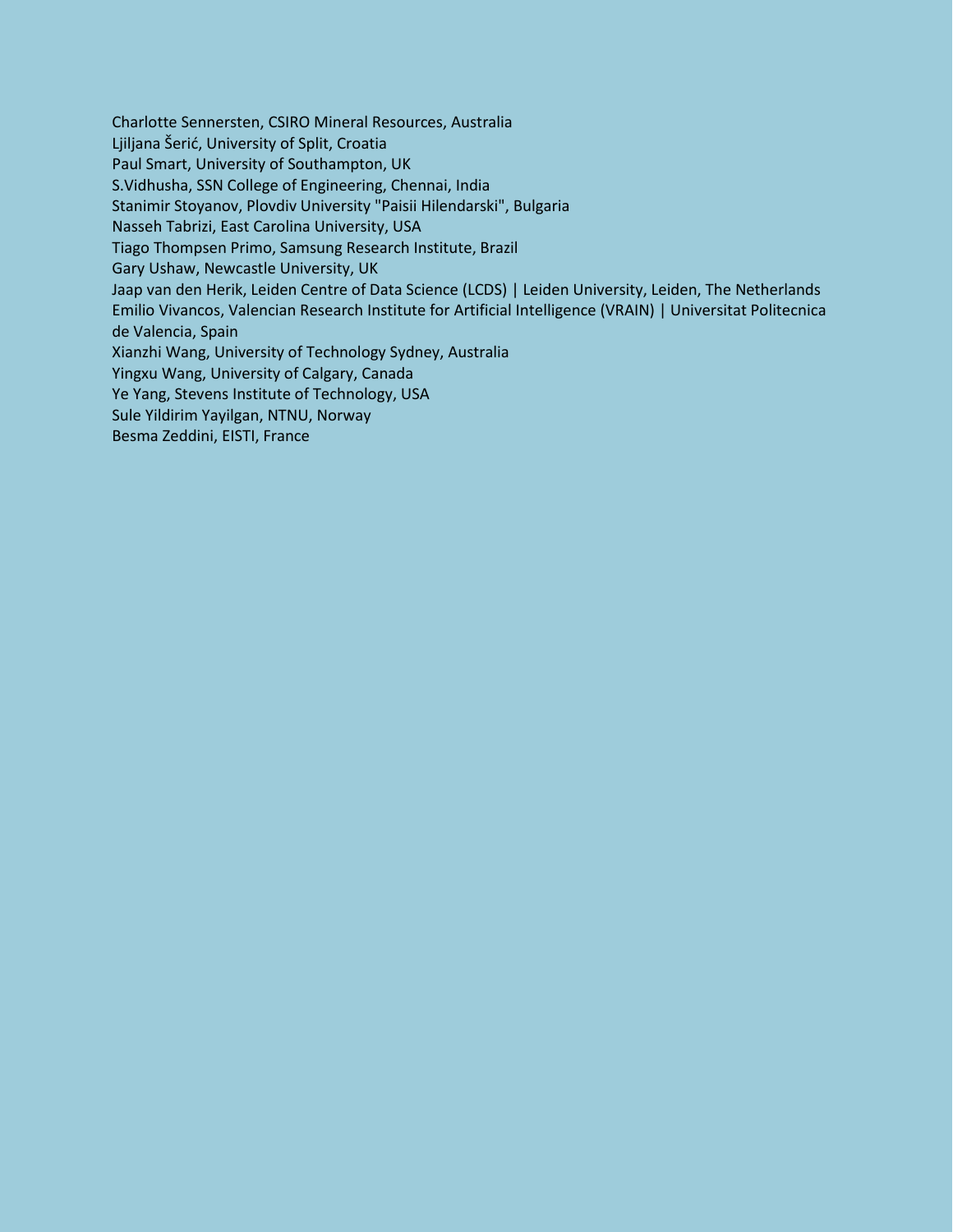Charlotte Sennersten, CSIRO Mineral Resources, Australia
Ljiljana Šerić, University of Split, Croatia
Paul Smart, University of Southampton, UK
S.Vidhusha, SSN College of Engineering, Chennai, India
Stanimir Stoyanov, Plovdiv University "Paisii Hilendarski", Bulgaria
Nasseh Tabrizi, East Carolina University, USA
Tiago Thompsen Primo, Samsung Research Institute, Brazil
Gary Ushaw, Newcastle University, UK
Jaap van den Herik, Leiden Centre of Data Science (LCDS) | Leiden University, Leiden, The Netherlands
Emilio Vivancos, Valencian Research Institute for Artificial Intelligence (VRAIN) | Universitat Politecnica de Valencia, Spain
Xianzhi Wang, University of Technology Sydney, Australia
Yingxu Wang, University of Calgary, Canada
Ye Yang, Stevens Institute of Technology, USA
Sule Yildirim Yayilgan, NTNU, Norway
Besma Zeddini, EISTI, France